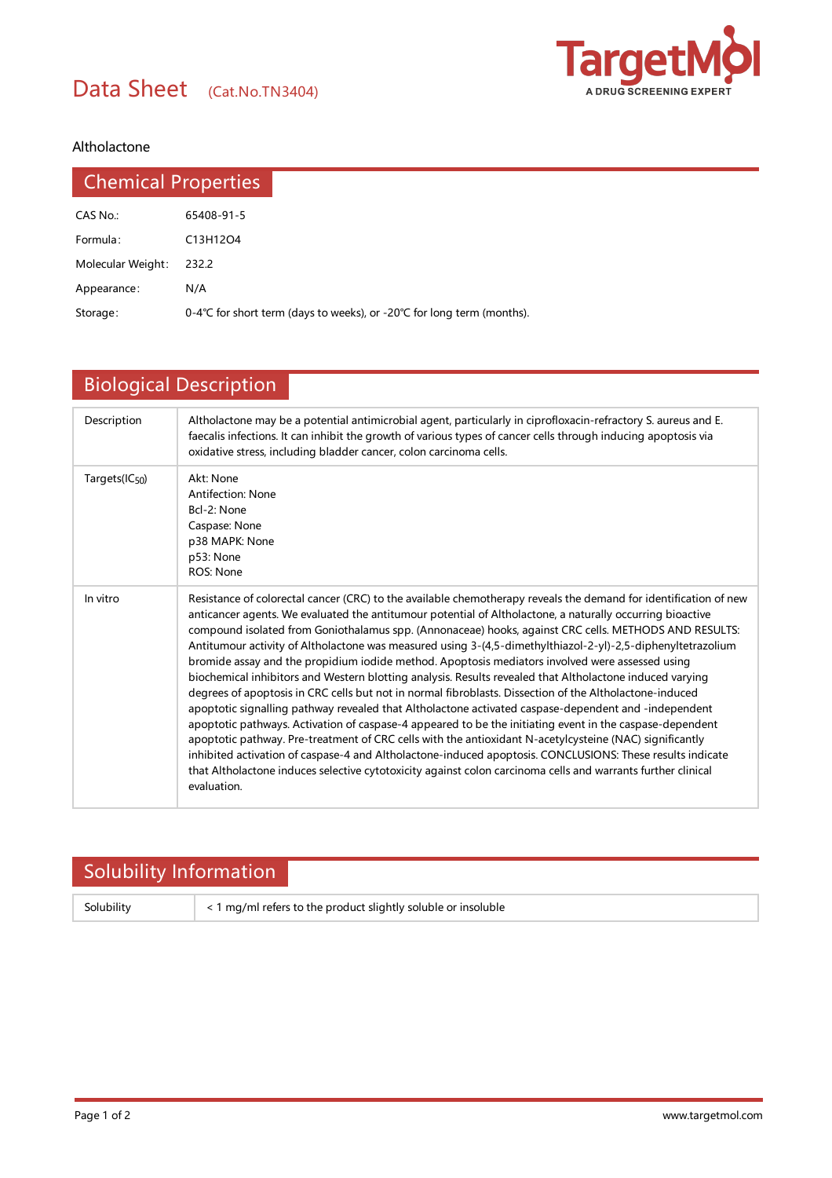# Data Sheet (Cat.No.TN3404)

Altholactone

## Chemical Properties

| | |
|---|---|
| CAS No.: | 65408-91-5 |
| Formula: | $C_{13}H_{12}O_4$ |
| Molecular Weight: | 232.2 |
| Appearance: | N/A |
| Storage: | 0-4℃ for short term (days to weeks), or -20℃ for long term (months). |

## Biological Description

| | |
|---|---|
| Description | Altholactone may be a potential antimicrobial agent, particularly in ciprofloxacin-refractory S. aureus and E. faecalis infections. It can inhibit the growth of various types of cancer cells through inducing apoptosis via oxidative stress, including bladder cancer, colon carcinoma cells. |
| Targets($IC_{50}$) | Akt: None<br>Antifection: None<br>Bcl-2: None<br>Caspase: None<br>p38 MAPK: None<br>p53: None<br>ROS: None |
| In vitro | Resistance of colorectal cancer (CRC) to the available chemotherapy reveals the demand for identification of new anticancer agents. We evaluated the antitumour potential of Altholactone, a naturally occurring bioactive compound isolated from Goniothalamus spp. (Annonaceae) hooks, against CRC cells. METHODS AND RESULTS: Antitumour activity of Altholactone was measured using 3-(4,5-dimethylthiazol-2-yl)-2,5-diphenyltetrazolium bromide assay and the propidium iodide method. Apoptosis mediators involved were assessed using biochemical inhibitors and Western blotting analysis. Results revealed that Altholactone induced varying degrees of apoptosis in CRC cells but not in normal fibroblasts. Dissection of the Altholactone-induced apoptotic signalling pathway revealed that Altholactone activated caspase-dependent and -independent apoptotic pathways. Activation of caspase-4 appeared to be the initiating event in the caspase-dependent apoptotic pathway. Pre-treatment of CRC cells with the antioxidant N-acetylcysteine (NAC) significantly inhibited activation of caspase-4 and Altholactone-induced apoptosis. CONCLUSIONS: These results indicate that Altholactone induces selective cytotoxicity against colon carcinoma cells and warrants further clinical evaluation. |

## Solubility Information

| | |
|---|---|
| Solubility | < 1 mg/ml refers to the product slightly soluble or insoluble |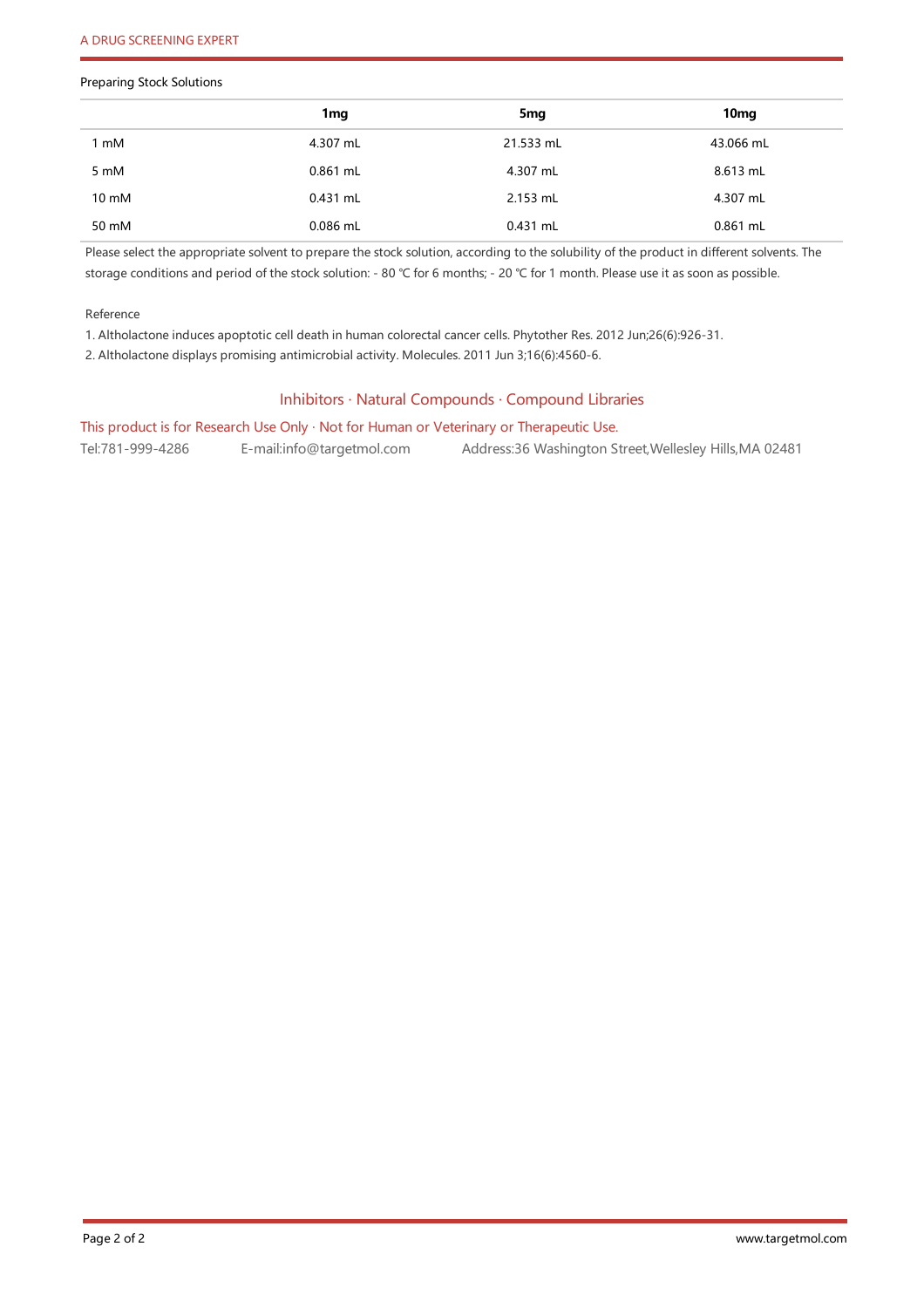Preparing Stock Solutions

| | 1mg | 5mg | 10mg |
|---|---|---|---|
| 1 mM | 4.307 mL | 21.533 mL | 43.066 mL |
| 5 mM | 0.861 mL | 4.307 mL | 8.613 mL |
| 10 mM | 0.431 mL | 2.153 mL | 4.307 mL |
| 50 mM | 0.086 mL | 0.431 mL | 0.861 mL |

Please select the appropriate solvent to prepare the stock solution, according to the solubility of the product in different solvents. The storage conditions and period of the stock solution: - 80 ℃ for 6 months; - 20 ℃ for 1 month. Please use it as soon as possible.

Reference

1. Altholactone induces apoptotic cell death in human colorectal cancer cells. Phytother Res. 2012 Jun;26(6):926-31.
2. Altholactone displays promising antimicrobial activity. Molecules. 2011 Jun 3;16(6):4560-6.

Inhibitors · Natural Compounds · Compound Libraries

This product is for Research Use Only · Not for Human or Veterinary or Therapeutic Use.

Tel:781-999-4286 E-mail:info@targetmol.com Address:36 Washington Street,Wellesley Hills,MA 02481